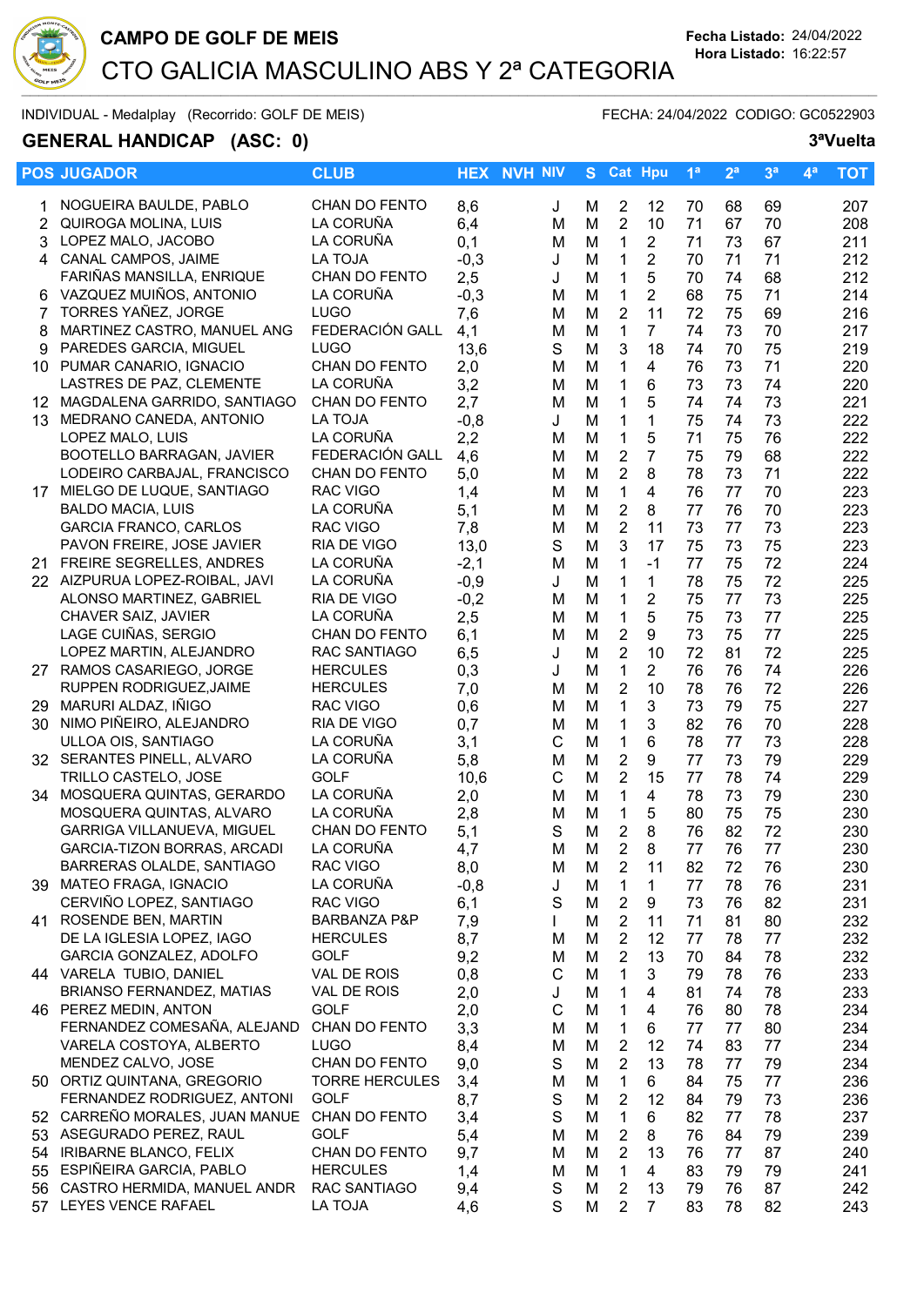# CAMPO DE GOLF DE MEIS

## CTO GALICIA MASCULINO ABS Y 2ª CATEGORIA

Fecha Listado: 24/04/2022
Hora Listado: 16:22:57

INDIVIDUAL - Medalplay (Recorrido: GOLF DE MEIS) FECHA: 24/04/2022 CODIGO: GC0522903

**GENERAL HANDICAP (ASC: 0)** **3ªVuelta**

| POS | JUGADOR | CLUB | HEX | NVH | NIV | S | Cat | Hpu | 1ª | 2ª | 3ª | 4ª | TOT |
|---|---|---|---|---|---|---|---|---|---|---|---|---|---|
| 1 | NOGUEIRA BAULDE, PABLO | CHAN DO FENTO | 8,6 | | J | M | 2 | 12 | 70 | 68 | 69 | | 207 |
| 2 | QUIROGA MOLINA, LUIS | LA CORUÑA | 6,4 | | M | M | 2 | 10 | 71 | 67 | 70 | | 208 |
| 3 | LOPEZ MALO, JACOBO | LA CORUÑA | 0,1 | | M | M | 1 | 2 | 71 | 73 | 67 | | 211 |
| 4 | CANAL CAMPOS, JAIME | LA TOJA | -0,3 | | J | M | 1 | 2 | 70 | 71 | 71 | | 212 |
| | FARIÑAS MANSILLA, ENRIQUE | CHAN DO FENTO | 2,5 | | J | M | 1 | 5 | 70 | 74 | 68 | | 212 |
| 6 | VAZQUEZ MUIÑOS, ANTONIO | LA CORUÑA | -0,3 | | M | M | 1 | 2 | 68 | 75 | 71 | | 214 |
| 7 | TORRES YAÑEZ, JORGE | LUGO | 7,6 | | M | M | 2 | 11 | 72 | 75 | 69 | | 216 |
| 8 | MARTINEZ CASTRO, MANUEL ANG | FEDERACIÓN GALL | 4,1 | | M | M | 1 | 7 | 74 | 73 | 70 | | 217 |
| 9 | PAREDES GARCIA, MIGUEL | LUGO | 13,6 | | S | M | 3 | 18 | 74 | 70 | 75 | | 219 |
| 10 | PUMAR CANARIO, IGNACIO | CHAN DO FENTO | 2,0 | | M | M | 1 | 4 | 76 | 73 | 71 | | 220 |
| | LASTRES DE PAZ, CLEMENTE | LA CORUÑA | 3,2 | | M | M | 1 | 6 | 73 | 73 | 74 | | 220 |
| 12 | MAGDALENA GARRIDO, SANTIAGO | CHAN DO FENTO | 2,7 | | M | M | 1 | 5 | 74 | 74 | 73 | | 221 |
| 13 | MEDRANO CANEDA, ANTONIO | LA TOJA | -0,8 | | J | M | 1 | 1 | 75 | 74 | 73 | | 222 |
| | LOPEZ MALO, LUIS | LA CORUÑA | 2,2 | | M | M | 1 | 5 | 71 | 75 | 76 | | 222 |
| | BOOTELLO BARRAGAN, JAVIER | FEDERACIÓN GALL | 4,6 | | M | M | 2 | 7 | 75 | 79 | 68 | | 222 |
| | LODEIRO CARBAJAL, FRANCISCO | CHAN DO FENTO | 5,0 | | M | M | 2 | 8 | 78 | 73 | 71 | | 222 |
| 17 | MIELGO DE LUQUE, SANTIAGO | RAC VIGO | 1,4 | | M | M | 1 | 4 | 76 | 77 | 70 | | 223 |
| | BALDO MACIA, LUIS | LA CORUÑA | 5,1 | | M | M | 2 | 8 | 77 | 76 | 70 | | 223 |
| | GARCIA FRANCO, CARLOS | RAC VIGO | 7,8 | | M | M | 2 | 11 | 73 | 77 | 73 | | 223 |
| | PAVON FREIRE, JOSE JAVIER | RIA DE VIGO | 13,0 | | S | M | 3 | 17 | 75 | 73 | 75 | | 223 |
| 21 | FREIRE SEGRELLES, ANDRES | LA CORUÑA | -2,1 | | M | M | 1 | -1 | 77 | 75 | 72 | | 224 |
| 22 | AIZPURUA LOPEZ-ROIBAL, JAVI | LA CORUÑA | -0,9 | | J | M | 1 | 1 | 78 | 75 | 72 | | 225 |
| | ALONSO MARTINEZ, GABRIEL | RIA DE VIGO | -0,2 | | M | M | 1 | 2 | 75 | 77 | 73 | | 225 |
| | CHAVER SAIZ, JAVIER | LA CORUÑA | 2,5 | | M | M | 1 | 5 | 75 | 73 | 77 | | 225 |
| | LAGE CUIÑAS, SERGIO | CHAN DO FENTO | 6,1 | | M | M | 2 | 9 | 73 | 75 | 77 | | 225 |
| | LOPEZ MARTIN, ALEJANDRO | RAC SANTIAGO | 6,5 | | J | M | 2 | 10 | 72 | 81 | 72 | | 225 |
| 27 | RAMOS CASARIEGO, JORGE | HERCULES | 0,3 | | J | M | 1 | 2 | 76 | 76 | 74 | | 226 |
| | RUPPEN RODRIGUEZ,JAIME | HERCULES | 7,0 | | M | M | 2 | 10 | 78 | 76 | 72 | | 226 |
| 29 | MARURI ALDAZ, IÑIGO | RAC VIGO | 0,6 | | M | M | 1 | 3 | 73 | 79 | 75 | | 227 |
| 30 | NIMO PIÑEIRO, ALEJANDRO | RIA DE VIGO | 0,7 | | M | M | 1 | 3 | 82 | 76 | 70 | | 228 |
| | ULLOA OIS, SANTIAGO | LA CORUÑA | 3,1 | | C | M | 1 | 6 | 78 | 77 | 73 | | 228 |
| 32 | SERANTES PINELL, ALVARO | LA CORUÑA | 5,8 | | M | M | 2 | 9 | 77 | 73 | 79 | | 229 |
| | TRILLO CASTELO, JOSE | GOLF | 10,6 | | C | M | 2 | 15 | 77 | 78 | 74 | | 229 |
| 34 | MOSQUERA QUINTAS, GERARDO | LA CORUÑA | 2,0 | | M | M | 1 | 4 | 78 | 73 | 79 | | 230 |
| | MOSQUERA QUINTAS, ALVARO | LA CORUÑA | 2,8 | | M | M | 1 | 5 | 80 | 75 | 75 | | 230 |
| | GARRIGA VILLANUEVA, MIGUEL | CHAN DO FENTO | 5,1 | | S | M | 2 | 8 | 76 | 82 | 72 | | 230 |
| | GARCIA-TIZON BORRAS, ARCADI | LA CORUÑA | 4,7 | | M | M | 2 | 8 | 77 | 76 | 77 | | 230 |
| | BARRERAS OLALDE, SANTIAGO | RAC VIGO | 8,0 | | M | M | 2 | 11 | 82 | 72 | 76 | | 230 |
| 39 | MATEO FRAGA, IGNACIO | LA CORUÑA | -0,8 | | J | M | 1 | 1 | 77 | 78 | 76 | | 231 |
| | CERVIÑO LOPEZ, SANTIAGO | RAC VIGO | 6,1 | | S | M | 2 | 9 | 73 | 76 | 82 | | 231 |
| 41 | ROSENDE BEN, MARTIN | BARBANZA P&P | 7,9 | | I | M | 2 | 11 | 71 | 81 | 80 | | 232 |
| | DE LA IGLESIA LOPEZ, IAGO | HERCULES | 8,7 | | M | M | 2 | 12 | 77 | 78 | 77 | | 232 |
| | GARCIA GONZALEZ, ADOLFO | GOLF | 9,2 | | M | M | 2 | 13 | 70 | 84 | 78 | | 232 |
| 44 | VARELA TUBIO, DANIEL | VAL DE ROIS | 0,8 | | C | M | 1 | 3 | 79 | 78 | 76 | | 233 |
| | BRIANSO FERNANDEZ, MATIAS | VAL DE ROIS | 2,0 | | J | M | 1 | 4 | 81 | 74 | 78 | | 233 |
| 46 | PEREZ MEDIN, ANTON | GOLF | 2,0 | | C | M | 1 | 4 | 76 | 80 | 78 | | 234 |
| | FERNANDEZ COMESAÑA, ALEJAND | CHAN DO FENTO | 3,3 | | M | M | 1 | 6 | 77 | 77 | 80 | | 234 |
| | VARELA COSTOYA, ALBERTO | LUGO | 8,4 | | M | M | 2 | 12 | 74 | 83 | 77 | | 234 |
| | MENDEZ CALVO, JOSE | CHAN DO FENTO | 9,0 | | S | M | 2 | 13 | 78 | 77 | 79 | | 234 |
| 50 | ORTIZ QUINTANA, GREGORIO | TORRE HERCULES | 3,4 | | M | M | 1 | 6 | 84 | 75 | 77 | | 236 |
| | FERNANDEZ RODRIGUEZ, ANTONI | GOLF | 8,7 | | S | M | 2 | 12 | 84 | 79 | 73 | | 236 |
| 52 | CARREÑO MORALES, JUAN MANUE | CHAN DO FENTO | 3,4 | | S | M | 1 | 6 | 82 | 77 | 78 | | 237 |
| 53 | ASEGURADO PEREZ, RAUL | GOLF | 5,4 | | M | M | 2 | 8 | 76 | 84 | 79 | | 239 |
| 54 | IRIBARNE BLANCO, FELIX | CHAN DO FENTO | 9,7 | | M | M | 2 | 13 | 76 | 77 | 87 | | 240 |
| 55 | ESPIÑEIRA GARCIA, PABLO | HERCULES | 1,4 | | M | M | 1 | 4 | 83 | 79 | 79 | | 241 |
| 56 | CASTRO HERMIDA, MANUEL ANDR | RAC SANTIAGO | 9,4 | | S | M | 2 | 13 | 79 | 76 | 87 | | 242 |
| 57 | LEYES VENCE RAFAEL | LA TOJA | 4,6 | | S | M | 2 | 7 | 83 | 78 | 82 | | 243 |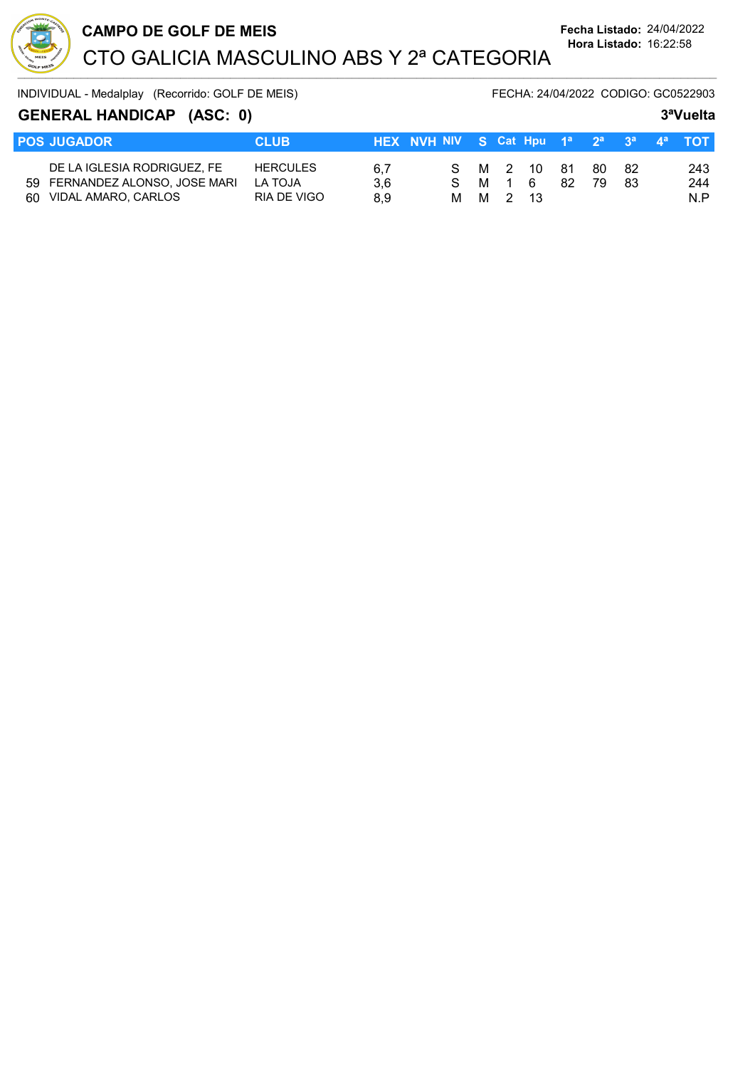# CAMPO DE GOLF DE MEIS

## CTO GALICIA MASCULINO ABS Y 2ª CATEGORIA

**Fecha Listado:** 24/04/2022
**Hora Listado:** 16:22:58

INDIVIDUAL - Medalplay (Recorrido: GOLF DE MEIS) FECHA: 24/04/2022 CODIGO: GC0522903

**GENERAL HANDICAP (ASC: 0)** **3ªVuelta**

| POS | JUGADOR | CLUB | HEX | NVH | NIV | S | Cat | Hpu | 1ª | 2ª | 3ª | 4ª | TOT |
|---|---|---|---|---|---|---|---|---|---|---|---|---|---|
| | DE LA IGLESIA RODRIGUEZ, FE | HERCULES | 6,7 | | S | M | 2 | 10 | 81 | 80 | 82 | | 243 |
| 59 | FERNANDEZ ALONSO, JOSE MARI | LA TOJA | 3,6 | | S | M | 1 | 6 | 82 | 79 | 83 | | 244 |
| 60 | VIDAL AMARO, CARLOS | RIA DE VIGO | 8,9 | | M | M | 2 | 13 | | | | | N.P |